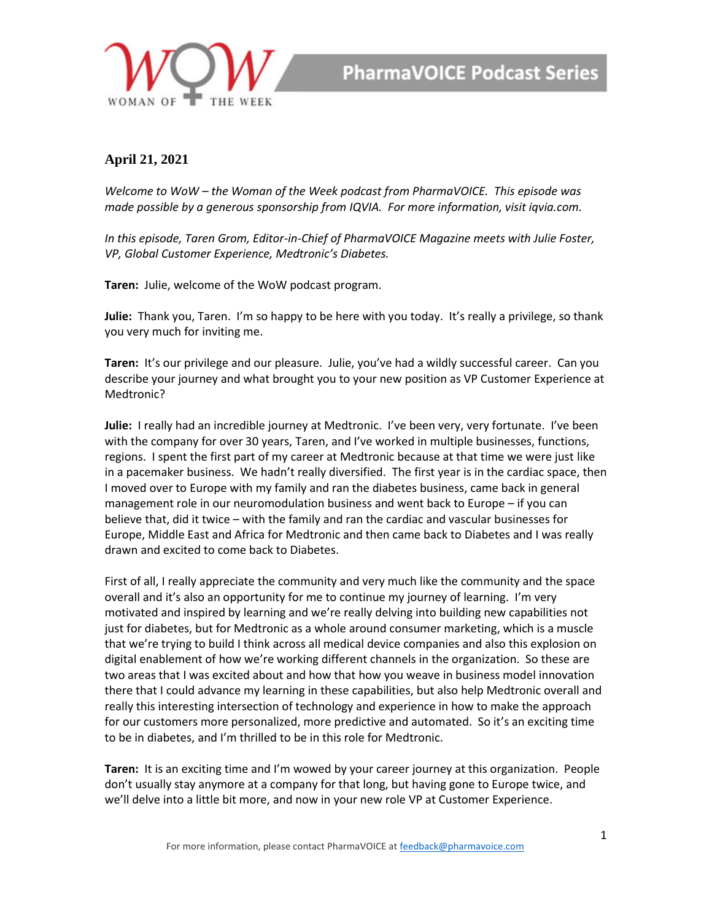**April 21, 2021**

*Welcome to WoW – the Woman of the Week podcast from PharmaVOICE. This episode was made possible by a generous sponsorship from IQVIA. For more information, visit iqvia.com.*

*In this episode, Taren Grom, Editor-in-Chief of PharmaVOICE Magazine meets with Julie Foster, VP, Global Customer Experience, Medtronic's Diabetes.*

**Taren:** Julie, welcome of the WoW podcast program.

**Julie:** Thank you, Taren. I'm so happy to be here with you today. It's really a privilege, so thank you very much for inviting me.

**Taren:** It's our privilege and our pleasure. Julie, you've had a wildly successful career. Can you describe your journey and what brought you to your new position as VP Customer Experience at Medtronic?

**Julie:** I really had an incredible journey at Medtronic. I've been very, very fortunate. I've been with the company for over 30 years, Taren, and I've worked in multiple businesses, functions, regions. I spent the first part of my career at Medtronic because at that time we were just like in a pacemaker business. We hadn't really diversified. The first year is in the cardiac space, then I moved over to Europe with my family and ran the diabetes business, came back in general management role in our neuromodulation business and went back to Europe – if you can believe that, did it twice – with the family and ran the cardiac and vascular businesses for Europe, Middle East and Africa for Medtronic and then came back to Diabetes and I was really drawn and excited to come back to Diabetes.

First of all, I really appreciate the community and very much like the community and the space overall and it's also an opportunity for me to continue my journey of learning. I'm very motivated and inspired by learning and we're really delving into building new capabilities not just for diabetes, but for Medtronic as a whole around consumer marketing, which is a muscle that we're trying to build I think across all medical device companies and also this explosion on digital enablement of how we're working different channels in the organization. So these are two areas that I was excited about and how that how you weave in business model innovation there that I could advance my learning in these capabilities, but also help Medtronic overall and really this interesting intersection of technology and experience in how to make the approach for our customers more personalized, more predictive and automated. So it's an exciting time to be in diabetes, and I'm thrilled to be in this role for Medtronic.

**Taren:** It is an exciting time and I'm wowed by your career journey at this organization. People don't usually stay anymore at a company for that long, but having gone to Europe twice, and we'll delve into a little bit more, and now in your new role VP at Customer Experience.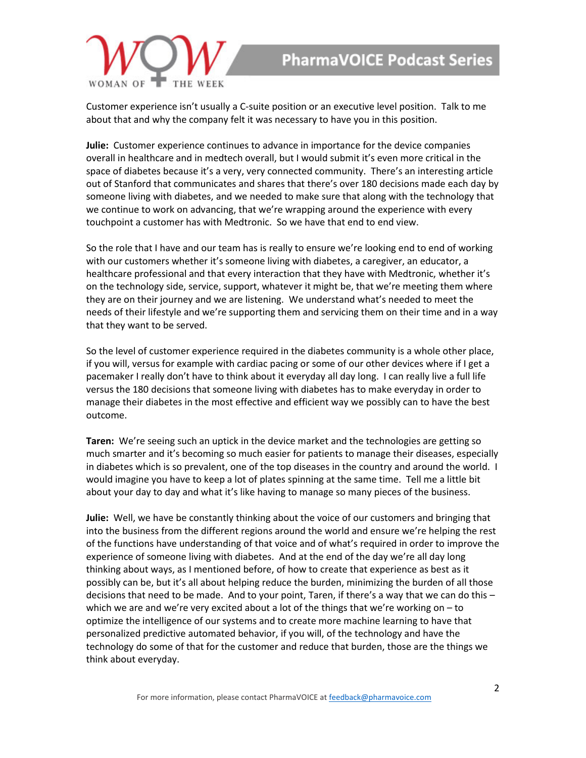Customer experience isn't usually a C-suite position or an executive level position. Talk to me about that and why the company felt it was necessary to have you in this position.

**Julie:** Customer experience continues to advance in importance for the device companies overall in healthcare and in medtech overall, but I would submit it's even more critical in the space of diabetes because it's a very, very connected community. There's an interesting article out of Stanford that communicates and shares that there's over 180 decisions made each day by someone living with diabetes, and we needed to make sure that along with the technology that we continue to work on advancing, that we're wrapping around the experience with every touchpoint a customer has with Medtronic. So we have that end to end view.

So the role that I have and our team has is really to ensure we're looking end to end of working with our customers whether it's someone living with diabetes, a caregiver, an educator, a healthcare professional and that every interaction that they have with Medtronic, whether it's on the technology side, service, support, whatever it might be, that we're meeting them where they are on their journey and we are listening. We understand what's needed to meet the needs of their lifestyle and we're supporting them and servicing them on their time and in a way that they want to be served.

So the level of customer experience required in the diabetes community is a whole other place, if you will, versus for example with cardiac pacing or some of our other devices where if I get a pacemaker I really don't have to think about it everyday all day long. I can really live a full life versus the 180 decisions that someone living with diabetes has to make everyday in order to manage their diabetes in the most effective and efficient way we possibly can to have the best outcome.

**Taren:** We're seeing such an uptick in the device market and the technologies are getting so much smarter and it's becoming so much easier for patients to manage their diseases, especially in diabetes which is so prevalent, one of the top diseases in the country and around the world. I would imagine you have to keep a lot of plates spinning at the same time. Tell me a little bit about your day to day and what it's like having to manage so many pieces of the business.

**Julie:** Well, we have be constantly thinking about the voice of our customers and bringing that into the business from the different regions around the world and ensure we're helping the rest of the functions have understanding of that voice and of what's required in order to improve the experience of someone living with diabetes. And at the end of the day we're all day long thinking about ways, as I mentioned before, of how to create that experience as best as it possibly can be, but it's all about helping reduce the burden, minimizing the burden of all those decisions that need to be made. And to your point, Taren, if there's a way that we can do this – which we are and we're very excited about a lot of the things that we're working on – to optimize the intelligence of our systems and to create more machine learning to have that personalized predictive automated behavior, if you will, of the technology and have the technology do some of that for the customer and reduce that burden, those are the things we think about everyday.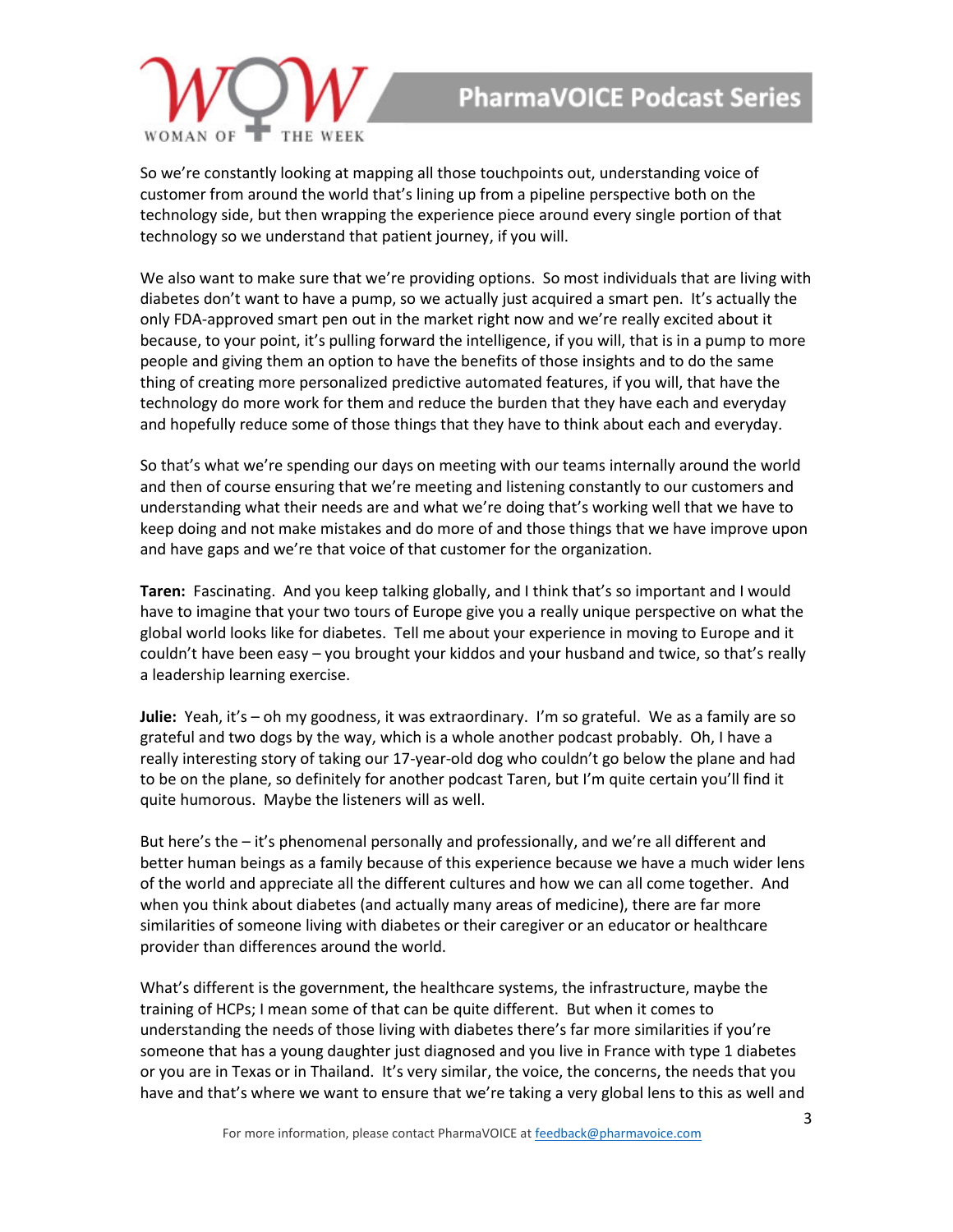So we're constantly looking at mapping all those touchpoints out, understanding voice of customer from around the world that's lining up from a pipeline perspective both on the technology side, but then wrapping the experience piece around every single portion of that technology so we understand that patient journey, if you will.

We also want to make sure that we're providing options. So most individuals that are living with diabetes don't want to have a pump, so we actually just acquired a smart pen. It's actually the only FDA-approved smart pen out in the market right now and we're really excited about it because, to your point, it's pulling forward the intelligence, if you will, that is in a pump to more people and giving them an option to have the benefits of those insights and to do the same thing of creating more personalized predictive automated features, if you will, that have the technology do more work for them and reduce the burden that they have each and everyday and hopefully reduce some of those things that they have to think about each and everyday.

So that's what we're spending our days on meeting with our teams internally around the world and then of course ensuring that we're meeting and listening constantly to our customers and understanding what their needs are and what we're doing that's working well that we have to keep doing and not make mistakes and do more of and those things that we have improve upon and have gaps and we're that voice of that customer for the organization.

**Taren:** Fascinating. And you keep talking globally, and I think that's so important and I would have to imagine that your two tours of Europe give you a really unique perspective on what the global world looks like for diabetes. Tell me about your experience in moving to Europe and it couldn't have been easy – you brought your kiddos and your husband and twice, so that's really a leadership learning exercise.

**Julie:** Yeah, it's – oh my goodness, it was extraordinary. I'm so grateful. We as a family are so grateful and two dogs by the way, which is a whole another podcast probably. Oh, I have a really interesting story of taking our 17-year-old dog who couldn't go below the plane and had to be on the plane, so definitely for another podcast Taren, but I'm quite certain you'll find it quite humorous. Maybe the listeners will as well.

But here's the – it's phenomenal personally and professionally, and we're all different and better human beings as a family because of this experience because we have a much wider lens of the world and appreciate all the different cultures and how we can all come together. And when you think about diabetes (and actually many areas of medicine), there are far more similarities of someone living with diabetes or their caregiver or an educator or healthcare provider than differences around the world.

What's different is the government, the healthcare systems, the infrastructure, maybe the training of HCPs; I mean some of that can be quite different. But when it comes to understanding the needs of those living with diabetes there's far more similarities if you're someone that has a young daughter just diagnosed and you live in France with type 1 diabetes or you are in Texas or in Thailand. It's very similar, the voice, the concerns, the needs that you have and that's where we want to ensure that we're taking a very global lens to this as well and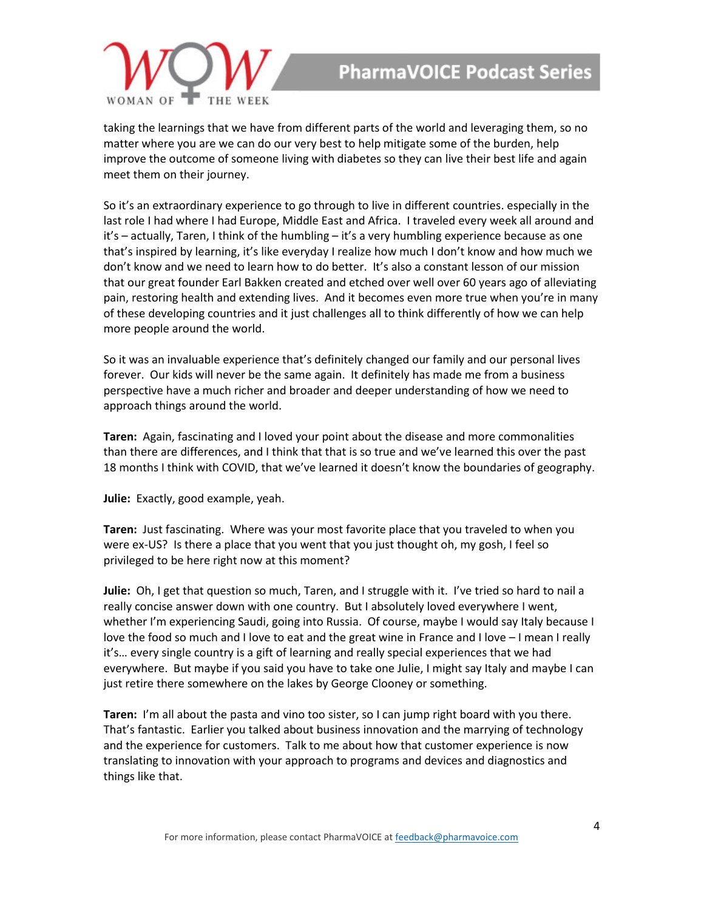taking the learnings that we have from different parts of the world and leveraging them, so no matter where you are we can do our very best to help mitigate some of the burden, help improve the outcome of someone living with diabetes so they can live their best life and again meet them on their journey.

So it's an extraordinary experience to go through to live in different countries. especially in the last role I had where I had Europe, Middle East and Africa. I traveled every week all around and it's – actually, Taren, I think of the humbling – it's a very humbling experience because as one that's inspired by learning, it's like everyday I realize how much I don't know and how much we don't know and we need to learn how to do better. It's also a constant lesson of our mission that our great founder Earl Bakken created and etched over well over 60 years ago of alleviating pain, restoring health and extending lives. And it becomes even more true when you're in many of these developing countries and it just challenges all to think differently of how we can help more people around the world.

So it was an invaluable experience that's definitely changed our family and our personal lives forever. Our kids will never be the same again. It definitely has made me from a business perspective have a much richer and broader and deeper understanding of how we need to approach things around the world.

**Taren:** Again, fascinating and I loved your point about the disease and more commonalities than there are differences, and I think that that is so true and we've learned this over the past 18 months I think with COVID, that we've learned it doesn't know the boundaries of geography.

**Julie:** Exactly, good example, yeah.

**Taren:** Just fascinating. Where was your most favorite place that you traveled to when you were ex-US? Is there a place that you went that you just thought oh, my gosh, I feel so privileged to be here right now at this moment?

**Julie:** Oh, I get that question so much, Taren, and I struggle with it. I've tried so hard to nail a really concise answer down with one country. But I absolutely loved everywhere I went, whether I'm experiencing Saudi, going into Russia. Of course, maybe I would say Italy because I love the food so much and I love to eat and the great wine in France and I love – I mean I really it's… every single country is a gift of learning and really special experiences that we had everywhere. But maybe if you said you have to take one Julie, I might say Italy and maybe I can just retire there somewhere on the lakes by George Clooney or something.

**Taren:** I'm all about the pasta and vino too sister, so I can jump right board with you there. That's fantastic. Earlier you talked about business innovation and the marrying of technology and the experience for customers. Talk to me about how that customer experience is now translating to innovation with your approach to programs and devices and diagnostics and things like that.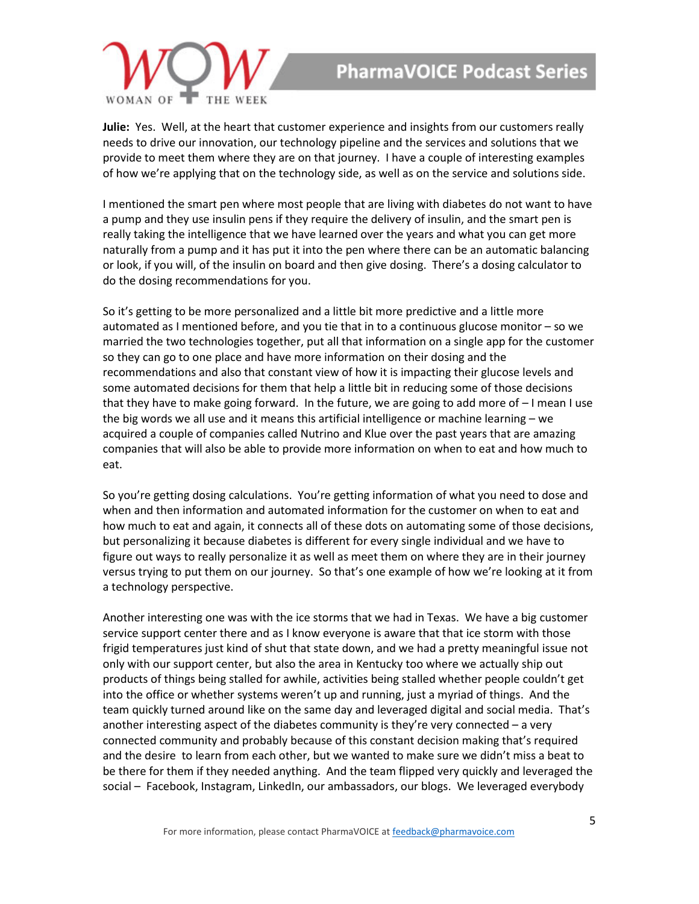**Julie:** Yes. Well, at the heart that customer experience and insights from our customers really needs to drive our innovation, our technology pipeline and the services and solutions that we provide to meet them where they are on that journey. I have a couple of interesting examples of how we're applying that on the technology side, as well as on the service and solutions side.

I mentioned the smart pen where most people that are living with diabetes do not want to have a pump and they use insulin pens if they require the delivery of insulin, and the smart pen is really taking the intelligence that we have learned over the years and what you can get more naturally from a pump and it has put it into the pen where there can be an automatic balancing or look, if you will, of the insulin on board and then give dosing. There's a dosing calculator to do the dosing recommendations for you.

So it's getting to be more personalized and a little bit more predictive and a little more automated as I mentioned before, and you tie that in to a continuous glucose monitor – so we married the two technologies together, put all that information on a single app for the customer so they can go to one place and have more information on their dosing and the recommendations and also that constant view of how it is impacting their glucose levels and some automated decisions for them that help a little bit in reducing some of those decisions that they have to make going forward. In the future, we are going to add more of – I mean I use the big words we all use and it means this artificial intelligence or machine learning – we acquired a couple of companies called Nutrino and Klue over the past years that are amazing companies that will also be able to provide more information on when to eat and how much to eat.

So you're getting dosing calculations. You're getting information of what you need to dose and when and then information and automated information for the customer on when to eat and how much to eat and again, it connects all of these dots on automating some of those decisions, but personalizing it because diabetes is different for every single individual and we have to figure out ways to really personalize it as well as meet them on where they are in their journey versus trying to put them on our journey. So that's one example of how we're looking at it from a technology perspective.

Another interesting one was with the ice storms that we had in Texas. We have a big customer service support center there and as I know everyone is aware that that ice storm with those frigid temperatures just kind of shut that state down, and we had a pretty meaningful issue not only with our support center, but also the area in Kentucky too where we actually ship out products of things being stalled for awhile, activities being stalled whether people couldn't get into the office or whether systems weren't up and running, just a myriad of things. And the team quickly turned around like on the same day and leveraged digital and social media. That's another interesting aspect of the diabetes community is they're very connected – a very connected community and probably because of this constant decision making that's required and the desire to learn from each other, but we wanted to make sure we didn't miss a beat to be there for them if they needed anything. And the team flipped very quickly and leveraged the social – Facebook, Instagram, LinkedIn, our ambassadors, our blogs. We leveraged everybody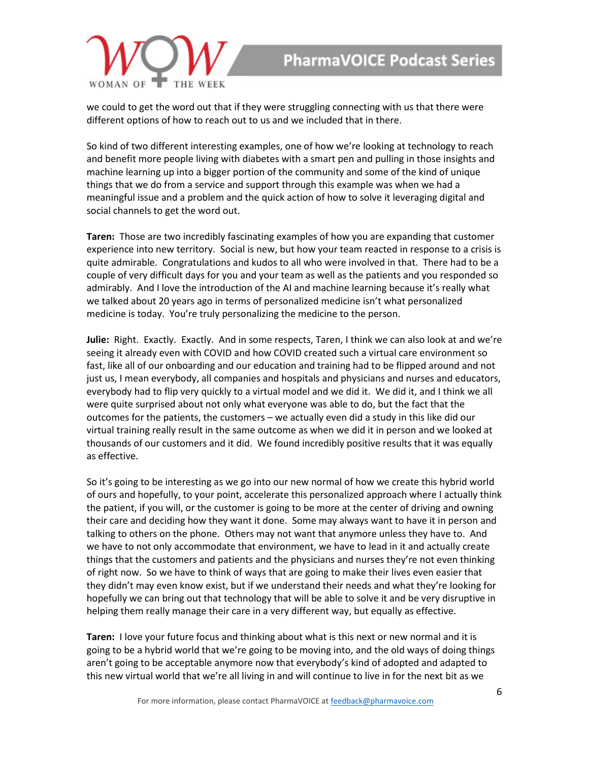we could to get the word out that if they were struggling connecting with us that there were different options of how to reach out to us and we included that in there.

So kind of two different interesting examples, one of how we're looking at technology to reach and benefit more people living with diabetes with a smart pen and pulling in those insights and machine learning up into a bigger portion of the community and some of the kind of unique things that we do from a service and support through this example was when we had a meaningful issue and a problem and the quick action of how to solve it leveraging digital and social channels to get the word out.

**Taren:** Those are two incredibly fascinating examples of how you are expanding that customer experience into new territory. Social is new, but how your team reacted in response to a crisis is quite admirable. Congratulations and kudos to all who were involved in that. There had to be a couple of very difficult days for you and your team as well as the patients and you responded so admirably. And I love the introduction of the AI and machine learning because it's really what we talked about 20 years ago in terms of personalized medicine isn't what personalized medicine is today. You're truly personalizing the medicine to the person.

**Julie:** Right. Exactly. Exactly. And in some respects, Taren, I think we can also look at and we're seeing it already even with COVID and how COVID created such a virtual care environment so fast, like all of our onboarding and our education and training had to be flipped around and not just us, I mean everybody, all companies and hospitals and physicians and nurses and educators, everybody had to flip very quickly to a virtual model and we did it. We did it, and I think we all were quite surprised about not only what everyone was able to do, but the fact that the outcomes for the patients, the customers – we actually even did a study in this like did our virtual training really result in the same outcome as when we did it in person and we looked at thousands of our customers and it did. We found incredibly positive results that it was equally as effective.

So it's going to be interesting as we go into our new normal of how we create this hybrid world of ours and hopefully, to your point, accelerate this personalized approach where I actually think the patient, if you will, or the customer is going to be more at the center of driving and owning their care and deciding how they want it done. Some may always want to have it in person and talking to others on the phone. Others may not want that anymore unless they have to. And we have to not only accommodate that environment, we have to lead in it and actually create things that the customers and patients and the physicians and nurses they're not even thinking of right now. So we have to think of ways that are going to make their lives even easier that they didn't may even know exist, but if we understand their needs and what they're looking for hopefully we can bring out that technology that will be able to solve it and be very disruptive in helping them really manage their care in a very different way, but equally as effective.

**Taren:** I love your future focus and thinking about what is this next or new normal and it is going to be a hybrid world that we're going to be moving into, and the old ways of doing things aren't going to be acceptable anymore now that everybody's kind of adopted and adapted to this new virtual world that we're all living in and will continue to live in for the next bit as we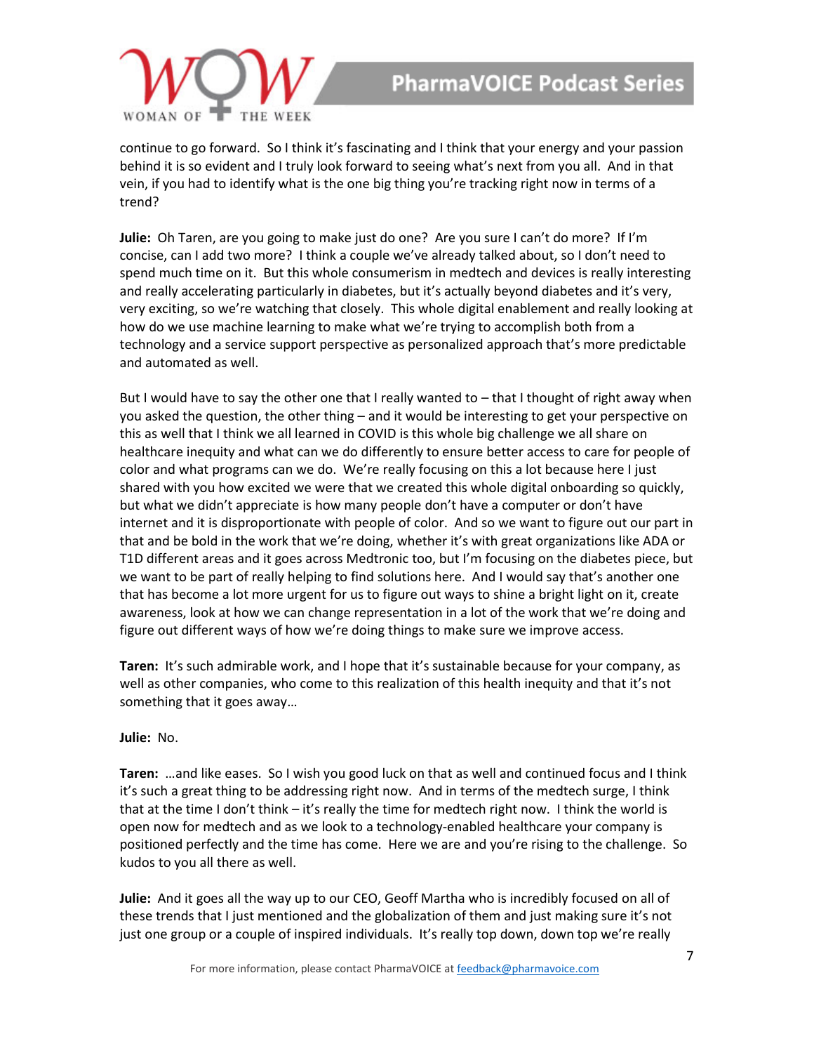continue to go forward. So I think it's fascinating and I think that your energy and your passion behind it is so evident and I truly look forward to seeing what's next from you all. And in that vein, if you had to identify what is the one big thing you're tracking right now in terms of a trend?

**Julie:** Oh Taren, are you going to make just do one? Are you sure I can't do more? If I'm concise, can I add two more? I think a couple we've already talked about, so I don't need to spend much time on it. But this whole consumerism in medtech and devices is really interesting and really accelerating particularly in diabetes, but it's actually beyond diabetes and it's very, very exciting, so we're watching that closely. This whole digital enablement and really looking at how do we use machine learning to make what we're trying to accomplish both from a technology and a service support perspective as personalized approach that's more predictable and automated as well.

But I would have to say the other one that I really wanted to – that I thought of right away when you asked the question, the other thing – and it would be interesting to get your perspective on this as well that I think we all learned in COVID is this whole big challenge we all share on healthcare inequity and what can we do differently to ensure better access to care for people of color and what programs can we do. We're really focusing on this a lot because here I just shared with you how excited we were that we created this whole digital onboarding so quickly, but what we didn't appreciate is how many people don't have a computer or don't have internet and it is disproportionate with people of color. And so we want to figure out our part in that and be bold in the work that we're doing, whether it's with great organizations like ADA or T1D different areas and it goes across Medtronic too, but I'm focusing on the diabetes piece, but we want to be part of really helping to find solutions here. And I would say that's another one that has become a lot more urgent for us to figure out ways to shine a bright light on it, create awareness, look at how we can change representation in a lot of the work that we're doing and figure out different ways of how we're doing things to make sure we improve access.

**Taren:** It's such admirable work, and I hope that it's sustainable because for your company, as well as other companies, who come to this realization of this health inequity and that it's not something that it goes away…

**Julie:** No.

**Taren:** …and like eases. So I wish you good luck on that as well and continued focus and I think it's such a great thing to be addressing right now. And in terms of the medtech surge, I think that at the time I don't think – it's really the time for medtech right now. I think the world is open now for medtech and as we look to a technology-enabled healthcare your company is positioned perfectly and the time has come. Here we are and you're rising to the challenge. So kudos to you all there as well.

**Julie:** And it goes all the way up to our CEO, Geoff Martha who is incredibly focused on all of these trends that I just mentioned and the globalization of them and just making sure it's not just one group or a couple of inspired individuals. It's really top down, down top we're really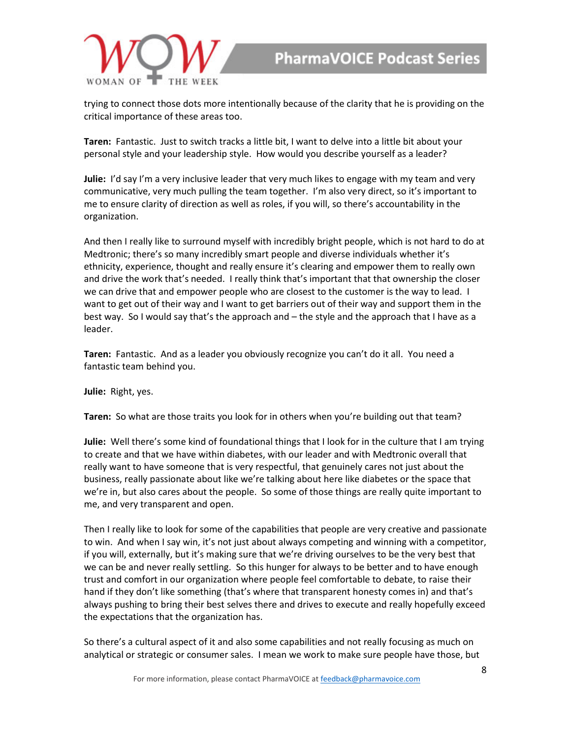trying to connect those dots more intentionally because of the clarity that he is providing on the critical importance of these areas too.

**Taren:** Fantastic. Just to switch tracks a little bit, I want to delve into a little bit about your personal style and your leadership style. How would you describe yourself as a leader?

**Julie:** I'd say I'm a very inclusive leader that very much likes to engage with my team and very communicative, very much pulling the team together. I'm also very direct, so it's important to me to ensure clarity of direction as well as roles, if you will, so there's accountability in the organization.

And then I really like to surround myself with incredibly bright people, which is not hard to do at Medtronic; there's so many incredibly smart people and diverse individuals whether it's ethnicity, experience, thought and really ensure it's clearing and empower them to really own and drive the work that's needed. I really think that's important that that ownership the closer we can drive that and empower people who are closest to the customer is the way to lead. I want to get out of their way and I want to get barriers out of their way and support them in the best way. So I would say that's the approach and – the style and the approach that I have as a leader.

**Taren:** Fantastic. And as a leader you obviously recognize you can't do it all. You need a fantastic team behind you.

**Julie:** Right, yes.

**Taren:** So what are those traits you look for in others when you're building out that team?

**Julie:** Well there's some kind of foundational things that I look for in the culture that I am trying to create and that we have within diabetes, with our leader and with Medtronic overall that really want to have someone that is very respectful, that genuinely cares not just about the business, really passionate about like we're talking about here like diabetes or the space that we're in, but also cares about the people. So some of those things are really quite important to me, and very transparent and open.

Then I really like to look for some of the capabilities that people are very creative and passionate to win. And when I say win, it's not just about always competing and winning with a competitor, if you will, externally, but it's making sure that we're driving ourselves to be the very best that we can be and never really settling. So this hunger for always to be better and to have enough trust and comfort in our organization where people feel comfortable to debate, to raise their hand if they don't like something (that's where that transparent honesty comes in) and that's always pushing to bring their best selves there and drives to execute and really hopefully exceed the expectations that the organization has.

So there's a cultural aspect of it and also some capabilities and not really focusing as much on analytical or strategic or consumer sales. I mean we work to make sure people have those, but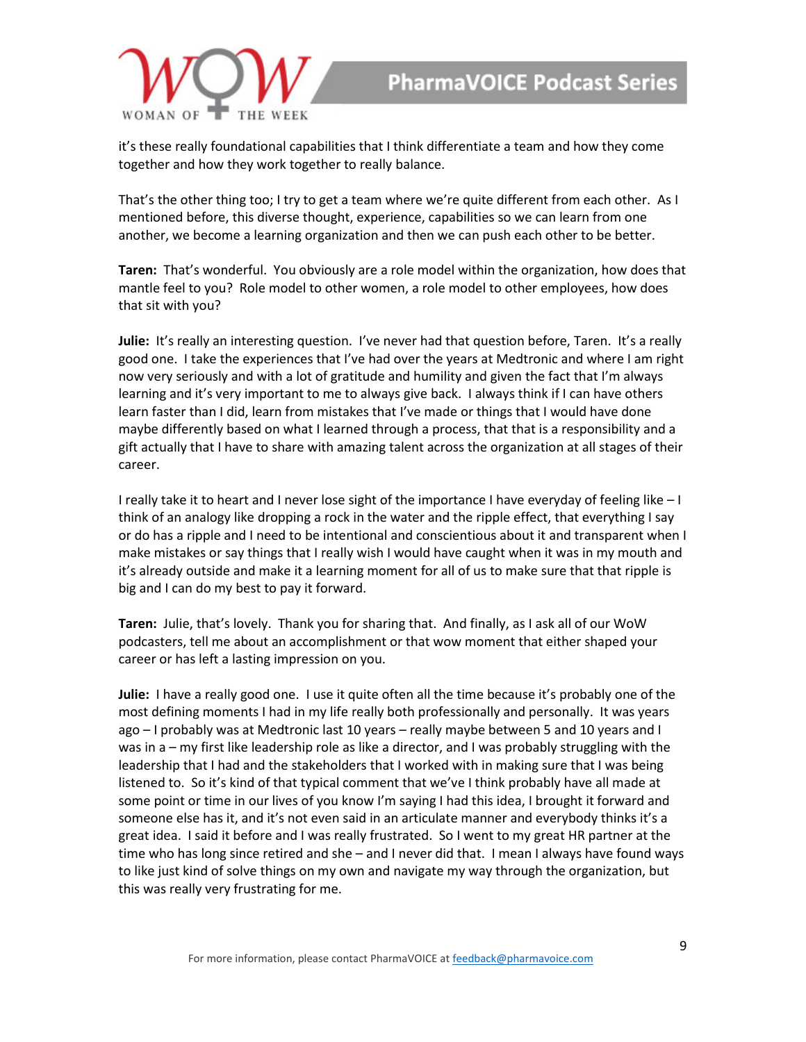it's these really foundational capabilities that I think differentiate a team and how they come together and how they work together to really balance.

That's the other thing too; I try to get a team where we're quite different from each other. As I mentioned before, this diverse thought, experience, capabilities so we can learn from one another, we become a learning organization and then we can push each other to be better.

**Taren:** That's wonderful. You obviously are a role model within the organization, how does that mantle feel to you? Role model to other women, a role model to other employees, how does that sit with you?

**Julie:** It's really an interesting question. I've never had that question before, Taren. It's a really good one. I take the experiences that I've had over the years at Medtronic and where I am right now very seriously and with a lot of gratitude and humility and given the fact that I'm always learning and it's very important to me to always give back. I always think if I can have others learn faster than I did, learn from mistakes that I've made or things that I would have done maybe differently based on what I learned through a process, that that is a responsibility and a gift actually that I have to share with amazing talent across the organization at all stages of their career.

I really take it to heart and I never lose sight of the importance I have everyday of feeling like – I think of an analogy like dropping a rock in the water and the ripple effect, that everything I say or do has a ripple and I need to be intentional and conscientious about it and transparent when I make mistakes or say things that I really wish I would have caught when it was in my mouth and it's already outside and make it a learning moment for all of us to make sure that that ripple is big and I can do my best to pay it forward.

**Taren:** Julie, that's lovely. Thank you for sharing that. And finally, as I ask all of our WoW podcasters, tell me about an accomplishment or that wow moment that either shaped your career or has left a lasting impression on you.

**Julie:** I have a really good one. I use it quite often all the time because it's probably one of the most defining moments I had in my life really both professionally and personally. It was years ago – I probably was at Medtronic last 10 years – really maybe between 5 and 10 years and I was in a – my first like leadership role as like a director, and I was probably struggling with the leadership that I had and the stakeholders that I worked with in making sure that I was being listened to. So it's kind of that typical comment that we've I think probably have all made at some point or time in our lives of you know I'm saying I had this idea, I brought it forward and someone else has it, and it's not even said in an articulate manner and everybody thinks it's a great idea. I said it before and I was really frustrated. So I went to my great HR partner at the time who has long since retired and she – and I never did that. I mean I always have found ways to like just kind of solve things on my own and navigate my way through the organization, but this was really very frustrating for me.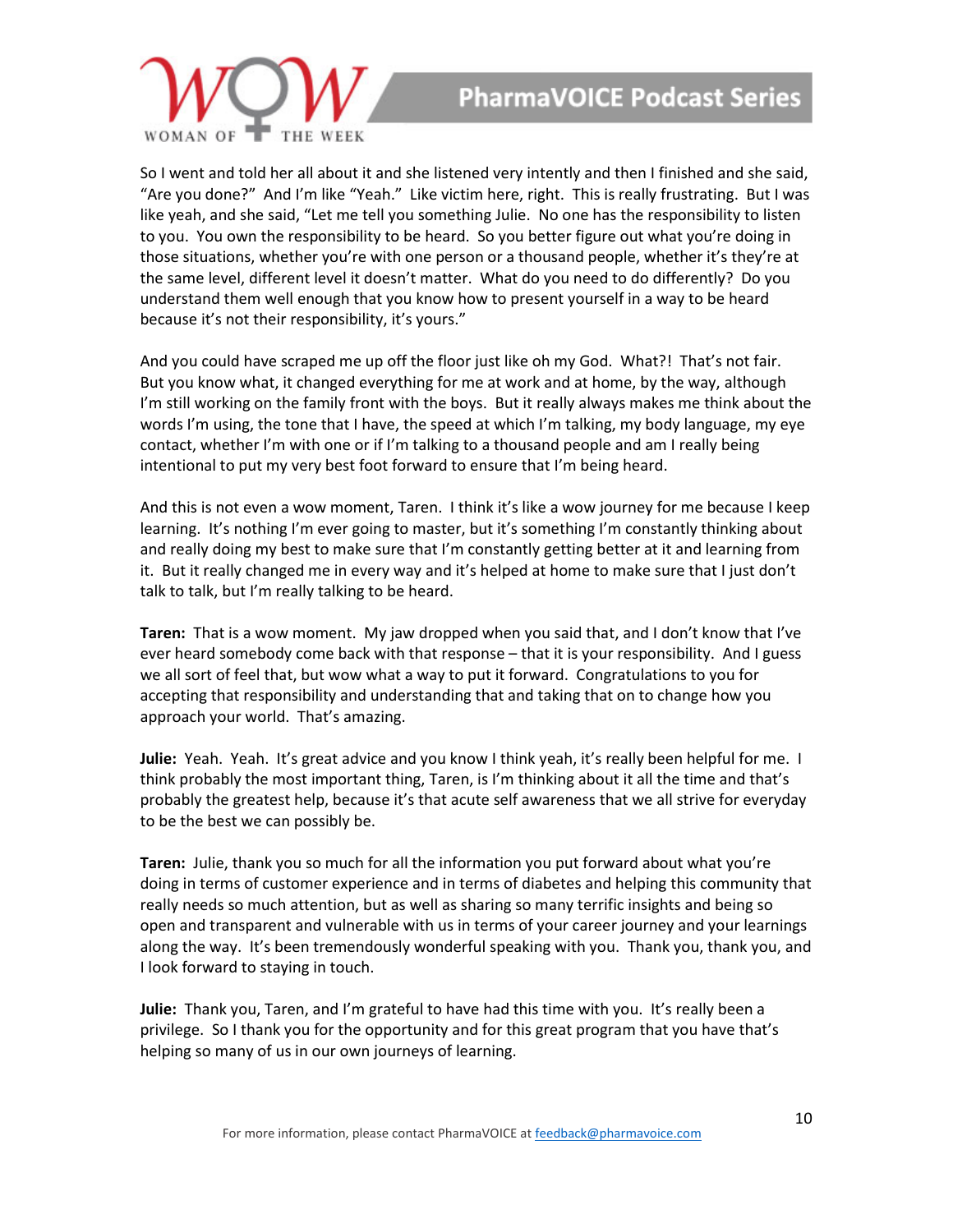So I went and told her all about it and she listened very intently and then I finished and she said, "Are you done?" And I'm like "Yeah." Like victim here, right. This is really frustrating. But I was like yeah, and she said, "Let me tell you something Julie. No one has the responsibility to listen to you. You own the responsibility to be heard. So you better figure out what you're doing in those situations, whether you're with one person or a thousand people, whether it's they're at the same level, different level it doesn't matter. What do you need to do differently? Do you understand them well enough that you know how to present yourself in a way to be heard because it's not their responsibility, it's yours."

And you could have scraped me up off the floor just like oh my God. What?! That's not fair. But you know what, it changed everything for me at work and at home, by the way, although I'm still working on the family front with the boys. But it really always makes me think about the words I'm using, the tone that I have, the speed at which I'm talking, my body language, my eye contact, whether I'm with one or if I'm talking to a thousand people and am I really being intentional to put my very best foot forward to ensure that I'm being heard.

And this is not even a wow moment, Taren. I think it's like a wow journey for me because I keep learning. It's nothing I'm ever going to master, but it's something I'm constantly thinking about and really doing my best to make sure that I'm constantly getting better at it and learning from it. But it really changed me in every way and it's helped at home to make sure that I just don't talk to talk, but I'm really talking to be heard.

**Taren:** That is a wow moment. My jaw dropped when you said that, and I don't know that I've ever heard somebody come back with that response – that it is your responsibility. And I guess we all sort of feel that, but wow what a way to put it forward. Congratulations to you for accepting that responsibility and understanding that and taking that on to change how you approach your world. That's amazing.

**Julie:** Yeah. Yeah. It's great advice and you know I think yeah, it's really been helpful for me. I think probably the most important thing, Taren, is I'm thinking about it all the time and that's probably the greatest help, because it's that acute self awareness that we all strive for everyday to be the best we can possibly be.

**Taren:** Julie, thank you so much for all the information you put forward about what you're doing in terms of customer experience and in terms of diabetes and helping this community that really needs so much attention, but as well as sharing so many terrific insights and being so open and transparent and vulnerable with us in terms of your career journey and your learnings along the way. It's been tremendously wonderful speaking with you. Thank you, thank you, and I look forward to staying in touch.

**Julie:** Thank you, Taren, and I'm grateful to have had this time with you. It's really been a privilege. So I thank you for the opportunity and for this great program that you have that's helping so many of us in our own journeys of learning.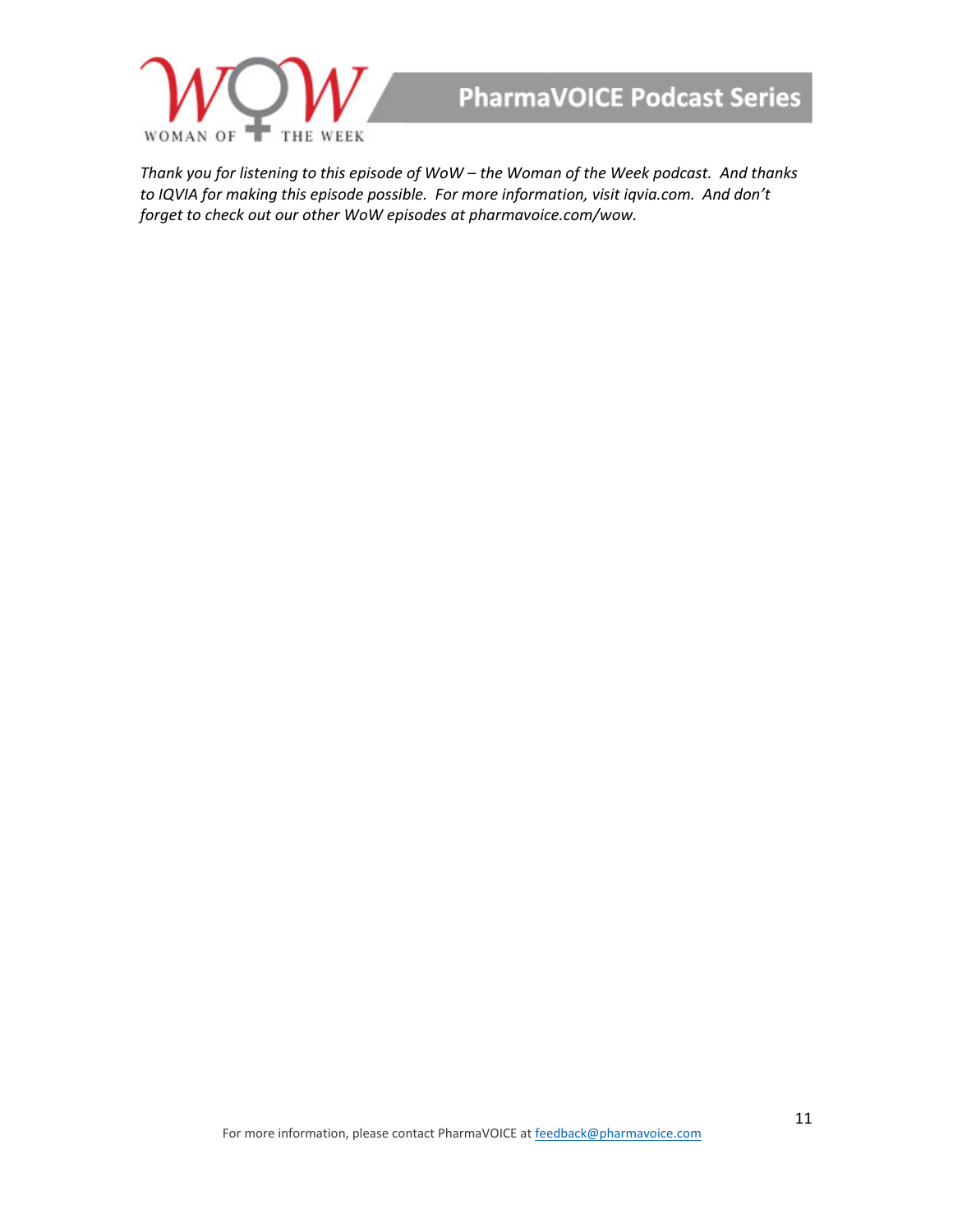*Thank you for listening to this episode of WoW – the Woman of the Week podcast. And thanks to IQVIA for making this episode possible. For more information, visit iqvia.com. And don't forget to check out our other WoW episodes at pharmavoice.com/wow.*